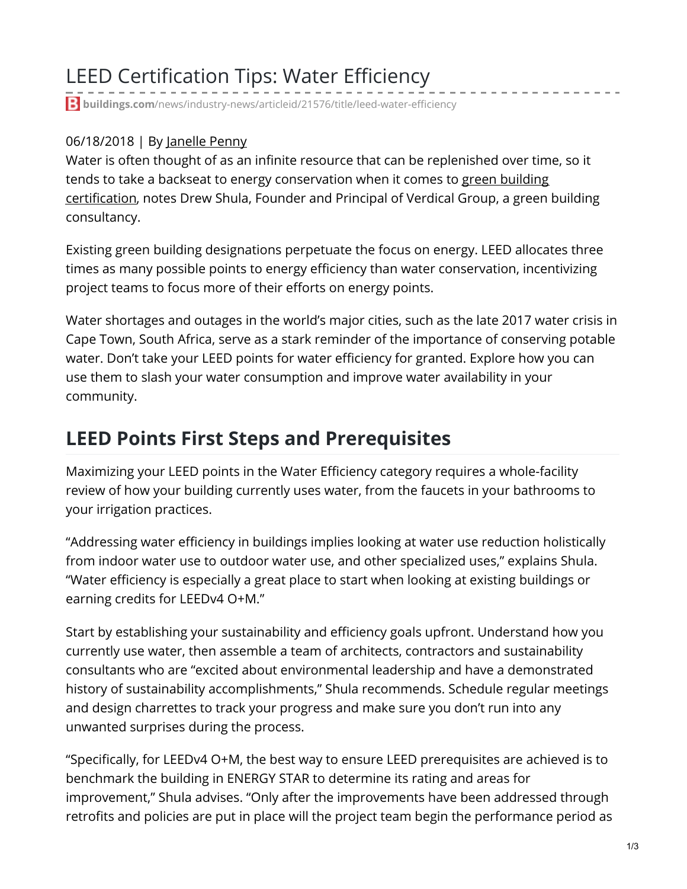# LEED Certification Tips: Water Efficiency

buildings.com/news/industry-news/articleid/21576/title/leed-water-efficiency

06/18/2018 | By Janelle Penny

Water is often thought of as an infinite resource that can be replenished over time, so it tends to take a backseat to energy conservation when it comes to green building certification, notes Drew Shula, Founder and Principal of Verdical Group, a green building consultancy.

Existing green building designations perpetuate the focus on energy. LEED allocates three times as many possible points to energy efficiency than water conservation, incentivizing project teams to focus more of their efforts on energy points.

Water shortages and outages in the world's major cities, such as the late 2017 water crisis in Cape Town, South Africa, serve as a stark reminder of the importance of conserving potable water. Don't take your LEED points for water efficiency for granted. Explore how you can use them to slash your water consumption and improve water availability in your community.

## LEED Points First Steps and Prerequisites

Maximizing your LEED points in the Water Efficiency category requires a whole-facility review of how your building currently uses water, from the faucets in your bathrooms to your irrigation practices.

"Addressing water efficiency in buildings implies looking at water use reduction holistically from indoor water use to outdoor water use, and other specialized uses," explains Shula. "Water efficiency is especially a great place to start when looking at existing buildings or earning credits for LEEDv4 O+M."

Start by establishing your sustainability and efficiency goals upfront. Understand how you currently use water, then assemble a team of architects, contractors and sustainability consultants who are "excited about environmental leadership and have a demonstrated history of sustainability accomplishments," Shula recommends. Schedule regular meetings and design charrettes to track your progress and make sure you don't run into any unwanted surprises during the process.

"Specifically, for LEEDv4 O+M, the best way to ensure LEED prerequisites are achieved is to benchmark the building in ENERGY STAR to determine its rating and areas for improvement," Shula advises. "Only after the improvements have been addressed through retrofits and policies are put in place will the project team begin the performance period as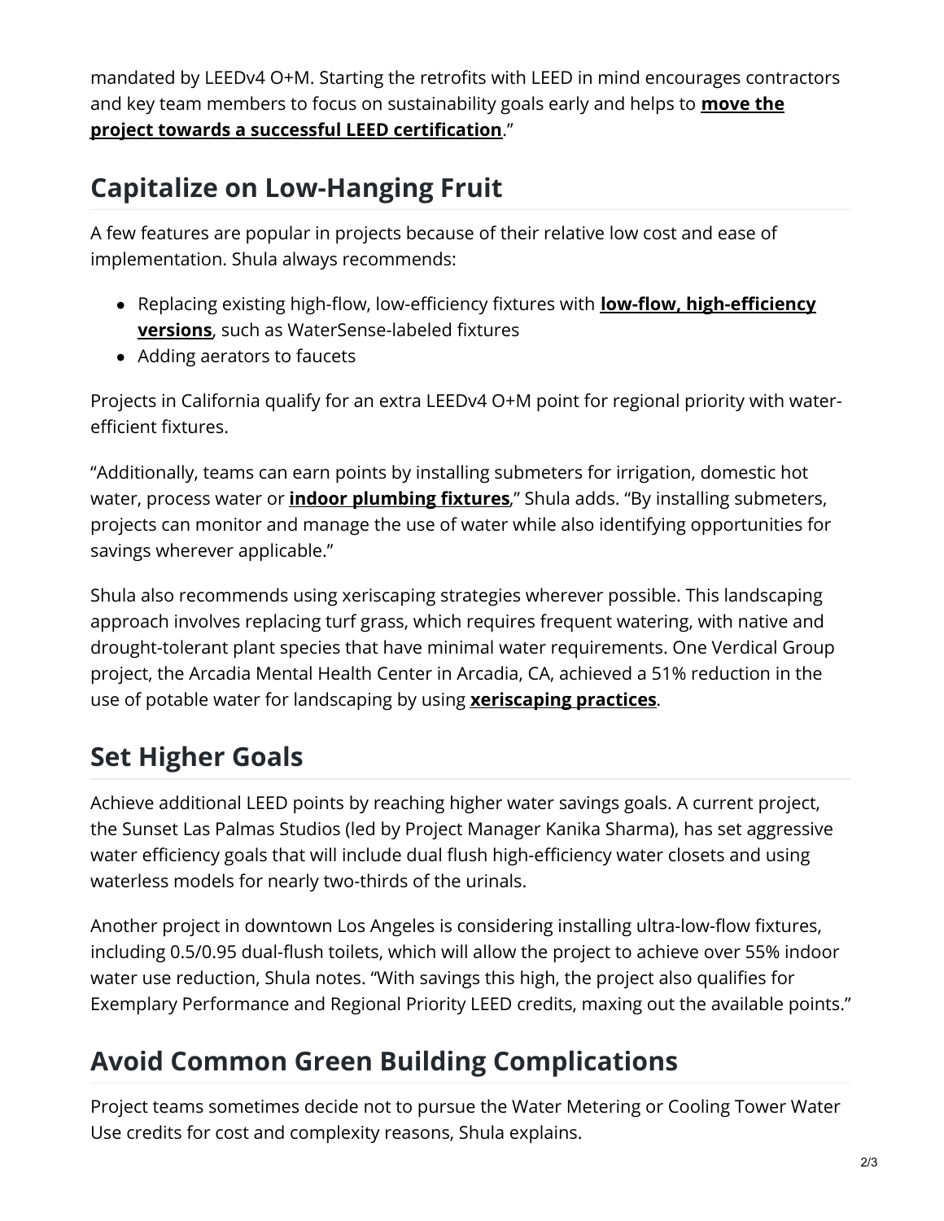mandated by LEEDv4 O+M. Starting the retrofits with LEED in mind encourages contractors and key team members to focus on sustainability goals early and helps to **move the project towards a successful LEED certification**."

## Capitalize on Low-Hanging Fruit

A few features are popular in projects because of their relative low cost and ease of implementation. Shula always recommends:

- Replacing existing high-flow, low-efficiency fixtures with **low-flow, high-efficiency versions**, such as WaterSense-labeled fixtures
- Adding aerators to faucets

Projects in California qualify for an extra LEEDv4 O+M point for regional priority with water-efficient fixtures.

"Additionally, teams can earn points by installing submeters for irrigation, domestic hot water, process water or **indoor plumbing fixtures**," Shula adds. "By installing submeters, projects can monitor and manage the use of water while also identifying opportunities for savings wherever applicable."

Shula also recommends using xeriscaping strategies wherever possible. This landscaping approach involves replacing turf grass, which requires frequent watering, with native and drought-tolerant plant species that have minimal water requirements. One Verdical Group project, the Arcadia Mental Health Center in Arcadia, CA, achieved a 51% reduction in the use of potable water for landscaping by using **xeriscaping practices**.

## Set Higher Goals

Achieve additional LEED points by reaching higher water savings goals. A current project, the Sunset Las Palmas Studios (led by Project Manager Kanika Sharma), has set aggressive water efficiency goals that will include dual flush high-efficiency water closets and using waterless models for nearly two-thirds of the urinals.

Another project in downtown Los Angeles is considering installing ultra-low-flow fixtures, including 0.5/0.95 dual-flush toilets, which will allow the project to achieve over 55% indoor water use reduction, Shula notes. "With savings this high, the project also qualifies for Exemplary Performance and Regional Priority LEED credits, maxing out the available points."

## Avoid Common Green Building Complications

Project teams sometimes decide not to pursue the Water Metering or Cooling Tower Water Use credits for cost and complexity reasons, Shula explains.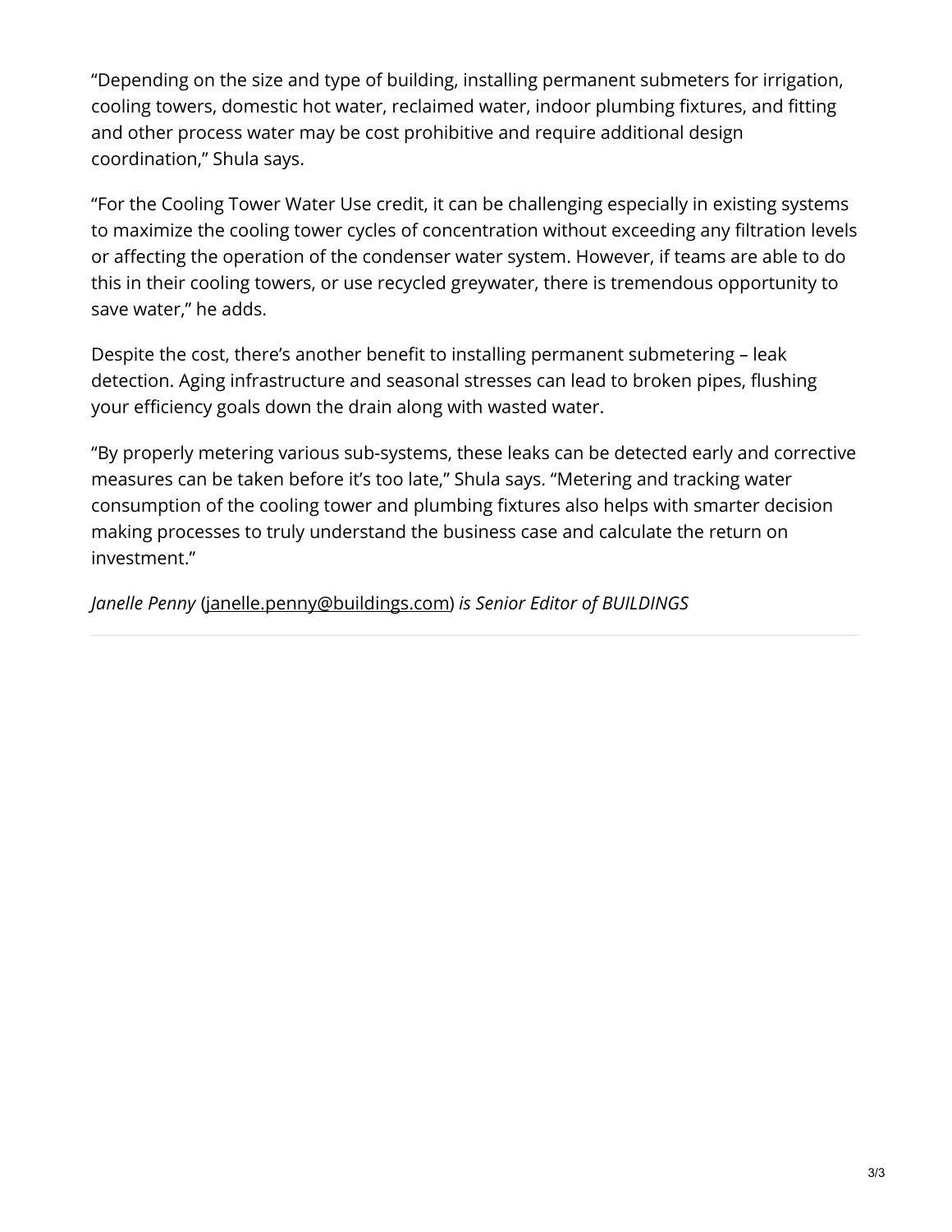"Depending on the size and type of building, installing permanent submeters for irrigation, cooling towers, domestic hot water, reclaimed water, indoor plumbing fixtures, and fitting and other process water may be cost prohibitive and require additional design coordination," Shula says.

"For the Cooling Tower Water Use credit, it can be challenging especially in existing systems to maximize the cooling tower cycles of concentration without exceeding any filtration levels or affecting the operation of the condenser water system. However, if teams are able to do this in their cooling towers, or use recycled greywater, there is tremendous opportunity to save water," he adds.

Despite the cost, there's another benefit to installing permanent submetering – leak detection. Aging infrastructure and seasonal stresses can lead to broken pipes, flushing your efficiency goals down the drain along with wasted water.

"By properly metering various sub-systems, these leaks can be detected early and corrective measures can be taken before it's too late," Shula says. "Metering and tracking water consumption of the cooling tower and plumbing fixtures also helps with smarter decision making processes to truly understand the business case and calculate the return on investment."

*Janelle Penny* (janelle.penny@buildings.com) *is Senior Editor of BUILDINGS*